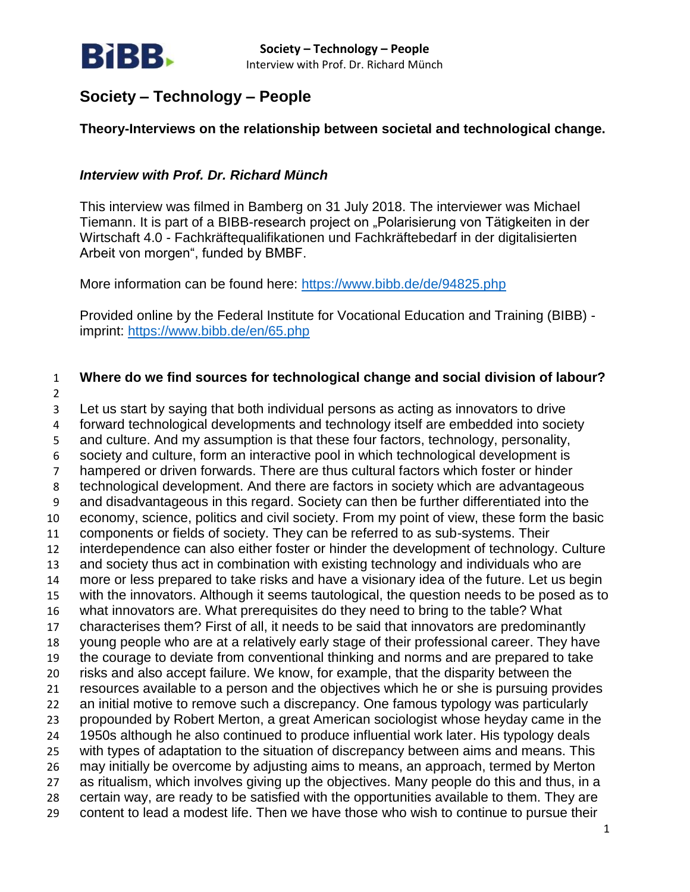# Society – Technology – People

**Theory-Interviews on the relationship between societal and technological change.**

***Interview with Prof. Dr. Richard Münch***

This interview was filmed in Bamberg on 31 July 2018. The interviewer was Michael Tiemann. It is part of a BIBB-research project on „Polarisierung von Tätigkeiten in der Wirtschaft 4.0 - Fachkräftequalifikationen und Fachkräftebedarf in der digitalisierten Arbeit von morgen", funded by BMBF.

More information can be found here: https://www.bibb.de/de/94825.php

Provided online by the Federal Institute for Vocational Education and Training (BIBB) - imprint: https://www.bibb.de/en/65.php

**Where do we find sources for technological change and social division of labour?**

Let us start by saying that both individual persons as acting as innovators to drive forward technological developments and technology itself are embedded into society and culture. And my assumption is that these four factors, technology, personality, society and culture, form an interactive pool in which technological development is hampered or driven forwards. There are thus cultural factors which foster or hinder technological development. And there are factors in society which are advantageous and disadvantageous in this regard. Society can then be further differentiated into the economy, science, politics and civil society. From my point of view, these form the basic components or fields of society. They can be referred to as sub-systems. Their interdependence can also either foster or hinder the development of technology. Culture and society thus act in combination with existing technology and individuals who are more or less prepared to take risks and have a visionary idea of the future. Let us begin with the innovators. Although it seems tautological, the question needs to be posed as to what innovators are. What prerequisites do they need to bring to the table? What characterises them? First of all, it needs to be said that innovators are predominantly young people who are at a relatively early stage of their professional career. They have the courage to deviate from conventional thinking and norms and are prepared to take risks and also accept failure. We know, for example, that the disparity between the resources available to a person and the objectives which he or she is pursuing provides an initial motive to remove such a discrepancy. One famous typology was particularly propounded by Robert Merton, a great American sociologist whose heyday came in the 1950s although he also continued to produce influential work later. His typology deals with types of adaptation to the situation of discrepancy between aims and means. This may initially be overcome by adjusting aims to means, an approach, termed by Merton as ritualism, which involves giving up the objectives. Many people do this and thus, in a certain way, are ready to be satisfied with the opportunities available to them. They are content to lead a modest life. Then we have those who wish to continue to pursue their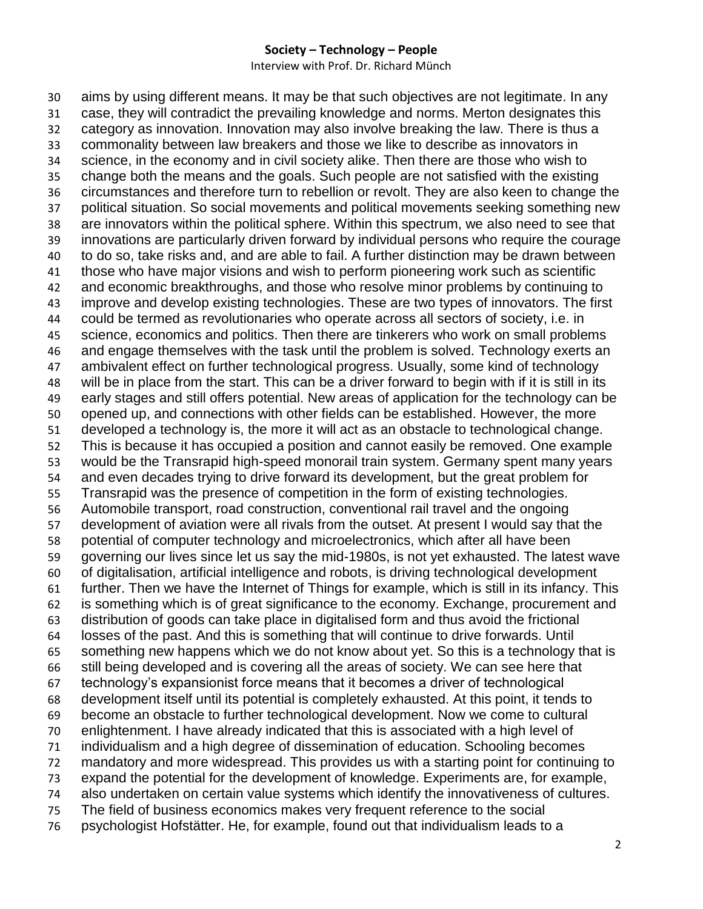aims by using different means. It may be that such objectives are not legitimate. In any case, they will contradict the prevailing knowledge and norms. Merton designates this category as innovation. Innovation may also involve breaking the law. There is thus a commonality between law breakers and those we like to describe as innovators in science, in the economy and in civil society alike. Then there are those who wish to change both the means and the goals. Such people are not satisfied with the existing circumstances and therefore turn to rebellion or revolt. They are also keen to change the political situation. So social movements and political movements seeking something new are innovators within the political sphere. Within this spectrum, we also need to see that innovations are particularly driven forward by individual persons who require the courage to do so, take risks and, and are able to fail. A further distinction may be drawn between those who have major visions and wish to perform pioneering work such as scientific and economic breakthroughs, and those who resolve minor problems by continuing to improve and develop existing technologies. These are two types of innovators. The first could be termed as revolutionaries who operate across all sectors of society, i.e. in science, economics and politics. Then there are tinkerers who work on small problems and engage themselves with the task until the problem is solved. Technology exerts an ambivalent effect on further technological progress. Usually, some kind of technology will be in place from the start. This can be a driver forward to begin with if it is still in its early stages and still offers potential. New areas of application for the technology can be opened up, and connections with other fields can be established. However, the more developed a technology is, the more it will act as an obstacle to technological change. This is because it has occupied a position and cannot easily be removed. One example would be the Transrapid high-speed monorail train system. Germany spent many years and even decades trying to drive forward its development, but the great problem for Transrapid was the presence of competition in the form of existing technologies. Automobile transport, road construction, conventional rail travel and the ongoing development of aviation were all rivals from the outset. At present I would say that the potential of computer technology and microelectronics, which after all have been governing our lives since let us say the mid-1980s, is not yet exhausted. The latest wave of digitalisation, artificial intelligence and robots, is driving technological development further. Then we have the Internet of Things for example, which is still in its infancy. This is something which is of great significance to the economy. Exchange, procurement and distribution of goods can take place in digitalised form and thus avoid the frictional losses of the past. And this is something that will continue to drive forwards. Until something new happens which we do not know about yet. So this is a technology that is still being developed and is covering all the areas of society. We can see here that technology's expansionist force means that it becomes a driver of technological development itself until its potential is completely exhausted. At this point, it tends to become an obstacle to further technological development. Now we come to cultural enlightenment. I have already indicated that this is associated with a high level of individualism and a high degree of dissemination of education. Schooling becomes mandatory and more widespread. This provides us with a starting point for continuing to expand the potential for the development of knowledge. Experiments are, for example, also undertaken on certain value systems which identify the innovativeness of cultures. The field of business economics makes very frequent reference to the social psychologist Hofstätter. He, for example, found out that individualism leads to a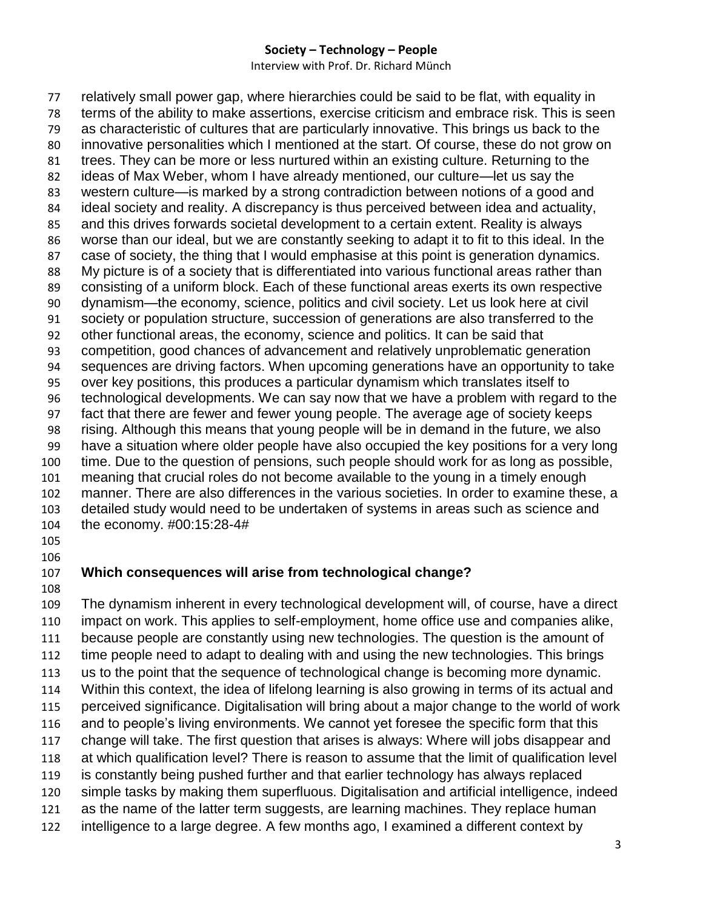relatively small power gap, where hierarchies could be said to be flat, with equality in terms of the ability to make assertions, exercise criticism and embrace risk. This is seen as characteristic of cultures that are particularly innovative. This brings us back to the innovative personalities which I mentioned at the start. Of course, these do not grow on trees. They can be more or less nurtured within an existing culture. Returning to the ideas of Max Weber, whom I have already mentioned, our culture—let us say the western culture—is marked by a strong contradiction between notions of a good and ideal society and reality. A discrepancy is thus perceived between idea and actuality, and this drives forwards societal development to a certain extent. Reality is always worse than our ideal, but we are constantly seeking to adapt it to fit to this ideal. In the case of society, the thing that I would emphasise at this point is generation dynamics. My picture is of a society that is differentiated into various functional areas rather than consisting of a uniform block. Each of these functional areas exerts its own respective dynamism—the economy, science, politics and civil society. Let us look here at civil society or population structure, succession of generations are also transferred to the other functional areas, the economy, science and politics. It can be said that competition, good chances of advancement and relatively unproblematic generation sequences are driving factors. When upcoming generations have an opportunity to take over key positions, this produces a particular dynamism which translates itself to technological developments. We can say now that we have a problem with regard to the fact that there are fewer and fewer young people. The average age of society keeps rising. Although this means that young people will be in demand in the future, we also have a situation where older people have also occupied the key positions for a very long time. Due to the question of pensions, such people should work for as long as possible, meaning that crucial roles do not become available to the young in a timely enough manner. There are also differences in the various societies. In order to examine these, a detailed study would need to be undertaken of systems in areas such as science and the economy. #00:15:28-4#

**Which consequences will arise from technological change?**

The dynamism inherent in every technological development will, of course, have a direct impact on work. This applies to self-employment, home office use and companies alike, because people are constantly using new technologies. The question is the amount of time people need to adapt to dealing with and using the new technologies. This brings us to the point that the sequence of technological change is becoming more dynamic. Within this context, the idea of lifelong learning is also growing in terms of its actual and perceived significance. Digitalisation will bring about a major change to the world of work and to people's living environments. We cannot yet foresee the specific form that this change will take. The first question that arises is always: Where will jobs disappear and at which qualification level? There is reason to assume that the limit of qualification level is constantly being pushed further and that earlier technology has always replaced simple tasks by making them superfluous. Digitalisation and artificial intelligence, indeed as the name of the latter term suggests, are learning machines. They replace human intelligence to a large degree. A few months ago, I examined a different context by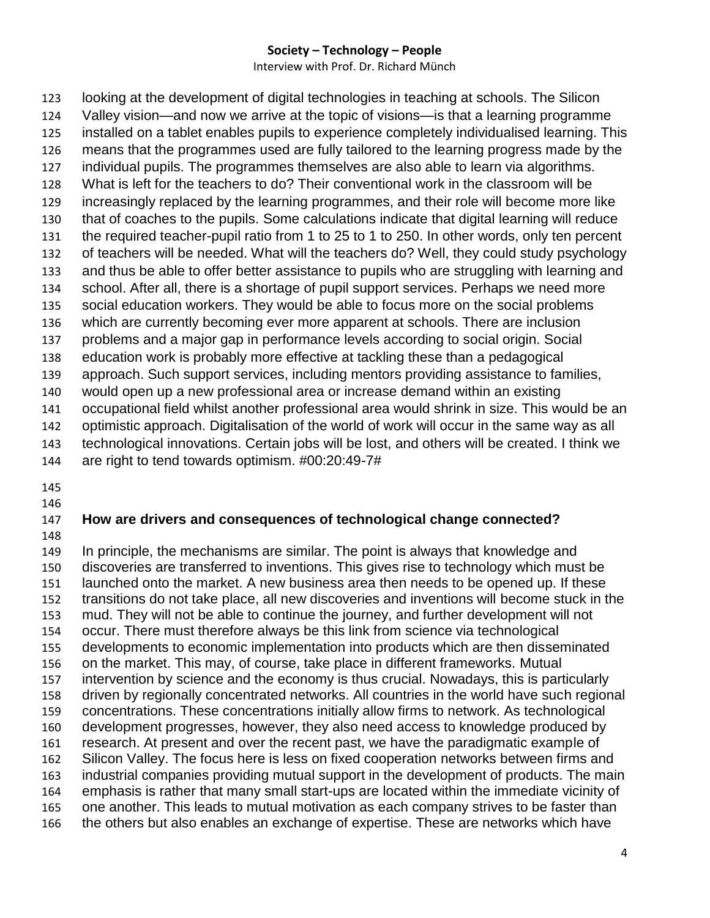looking at the development of digital technologies in teaching at schools. The Silicon Valley vision—and now we arrive at the topic of visions—is that a learning programme installed on a tablet enables pupils to experience completely individualised learning. This means that the programmes used are fully tailored to the learning progress made by the individual pupils. The programmes themselves are also able to learn via algorithms. What is left for the teachers to do? Their conventional work in the classroom will be increasingly replaced by the learning programmes, and their role will become more like that of coaches to the pupils. Some calculations indicate that digital learning will reduce the required teacher-pupil ratio from 1 to 25 to 1 to 250. In other words, only ten percent of teachers will be needed. What will the teachers do? Well, they could study psychology and thus be able to offer better assistance to pupils who are struggling with learning and school. After all, there is a shortage of pupil support services. Perhaps we need more social education workers. They would be able to focus more on the social problems which are currently becoming ever more apparent at schools. There are inclusion problems and a major gap in performance levels according to social origin. Social education work is probably more effective at tackling these than a pedagogical approach. Such support services, including mentors providing assistance to families, would open up a new professional area or increase demand within an existing occupational field whilst another professional area would shrink in size. This would be an optimistic approach. Digitalisation of the world of work will occur in the same way as all technological innovations. Certain jobs will be lost, and others will be created. I think we are right to tend towards optimism. #00:20:49-7#

**How are drivers and consequences of technological change connected?**

In principle, the mechanisms are similar. The point is always that knowledge and discoveries are transferred to inventions. This gives rise to technology which must be launched onto the market. A new business area then needs to be opened up. If these transitions do not take place, all new discoveries and inventions will become stuck in the mud. They will not be able to continue the journey, and further development will not occur. There must therefore always be this link from science via technological developments to economic implementation into products which are then disseminated on the market. This may, of course, take place in different frameworks. Mutual intervention by science and the economy is thus crucial. Nowadays, this is particularly driven by regionally concentrated networks. All countries in the world have such regional concentrations. These concentrations initially allow firms to network. As technological development progresses, however, they also need access to knowledge produced by research. At present and over the recent past, we have the paradigmatic example of Silicon Valley. The focus here is less on fixed cooperation networks between firms and industrial companies providing mutual support in the development of products. The main emphasis is rather that many small start-ups are located within the immediate vicinity of one another. This leads to mutual motivation as each company strives to be faster than the others but also enables an exchange of expertise. These are networks which have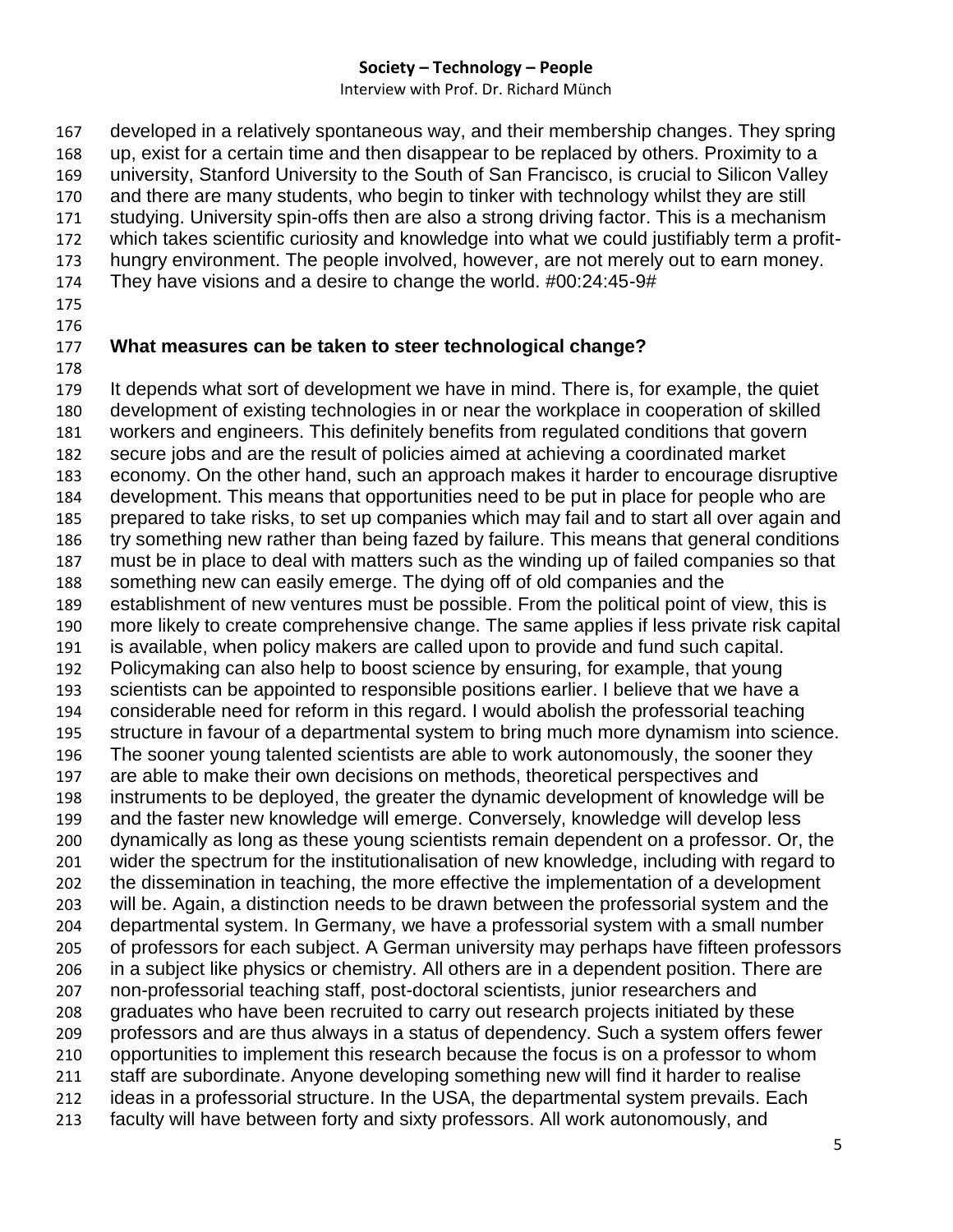developed in a relatively spontaneous way, and their membership changes. They spring up, exist for a certain time and then disappear to be replaced by others. Proximity to a university, Stanford University to the South of San Francisco, is crucial to Silicon Valley and there are many students, who begin to tinker with technology whilst they are still studying. University spin-offs then are also a strong driving factor. This is a mechanism which takes scientific curiosity and knowledge into what we could justifiably term a profit-hungry environment. The people involved, however, are not merely out to earn money. They have visions and a desire to change the world. #00:24:45-9#

**What measures can be taken to steer technological change?**

It depends what sort of development we have in mind. There is, for example, the quiet development of existing technologies in or near the workplace in cooperation of skilled workers and engineers. This definitely benefits from regulated conditions that govern secure jobs and are the result of policies aimed at achieving a coordinated market economy. On the other hand, such an approach makes it harder to encourage disruptive development. This means that opportunities need to be put in place for people who are prepared to take risks, to set up companies which may fail and to start all over again and try something new rather than being fazed by failure. This means that general conditions must be in place to deal with matters such as the winding up of failed companies so that something new can easily emerge. The dying off of old companies and the establishment of new ventures must be possible. From the political point of view, this is more likely to create comprehensive change. The same applies if less private risk capital is available, when policy makers are called upon to provide and fund such capital. Policymaking can also help to boost science by ensuring, for example, that young scientists can be appointed to responsible positions earlier. I believe that we have a considerable need for reform in this regard. I would abolish the professorial teaching structure in favour of a departmental system to bring much more dynamism into science. The sooner young talented scientists are able to work autonomously, the sooner they are able to make their own decisions on methods, theoretical perspectives and instruments to be deployed, the greater the dynamic development of knowledge will be and the faster new knowledge will emerge. Conversely, knowledge will develop less dynamically as long as these young scientists remain dependent on a professor. Or, the wider the spectrum for the institutionalisation of new knowledge, including with regard to the dissemination in teaching, the more effective the implementation of a development will be. Again, a distinction needs to be drawn between the professorial system and the departmental system. In Germany, we have a professorial system with a small number of professors for each subject. A German university may perhaps have fifteen professors in a subject like physics or chemistry. All others are in a dependent position. There are non-professorial teaching staff, post-doctoral scientists, junior researchers and graduates who have been recruited to carry out research projects initiated by these professors and are thus always in a status of dependency. Such a system offers fewer opportunities to implement this research because the focus is on a professor to whom staff are subordinate. Anyone developing something new will find it harder to realise ideas in a professorial structure. In the USA, the departmental system prevails. Each faculty will have between forty and sixty professors. All work autonomously, and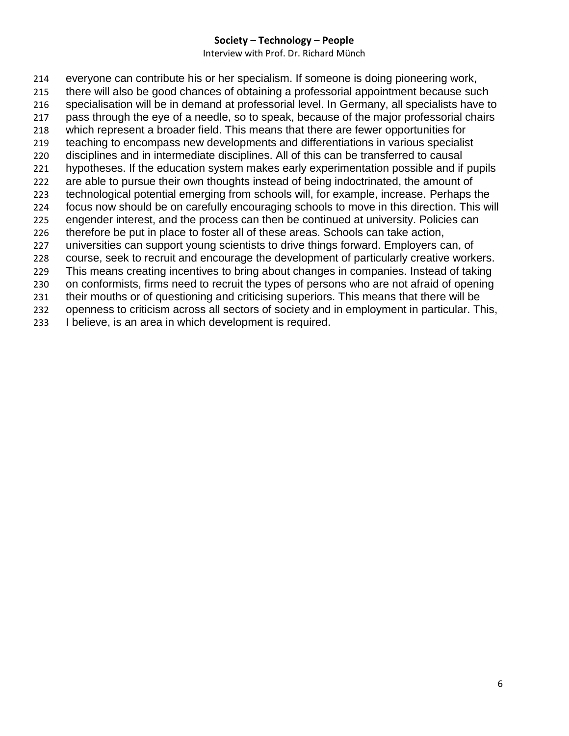everyone can contribute his or her specialism. If someone is doing pioneering work, there will also be good chances of obtaining a professorial appointment because such specialisation will be in demand at professorial level. In Germany, all specialists have to pass through the eye of a needle, so to speak, because of the major professorial chairs which represent a broader field. This means that there are fewer opportunities for teaching to encompass new developments and differentiations in various specialist disciplines and in intermediate disciplines. All of this can be transferred to causal hypotheses. If the education system makes early experimentation possible and if pupils are able to pursue their own thoughts instead of being indoctrinated, the amount of technological potential emerging from schools will, for example, increase. Perhaps the focus now should be on carefully encouraging schools to move in this direction. This will engender interest, and the process can then be continued at university. Policies can therefore be put in place to foster all of these areas. Schools can take action, universities can support young scientists to drive things forward. Employers can, of course, seek to recruit and encourage the development of particularly creative workers. This means creating incentives to bring about changes in companies. Instead of taking on conformists, firms need to recruit the types of persons who are not afraid of opening their mouths or of questioning and criticising superiors. This means that there will be openness to criticism across all sectors of society and in employment in particular. This, I believe, is an area in which development is required.